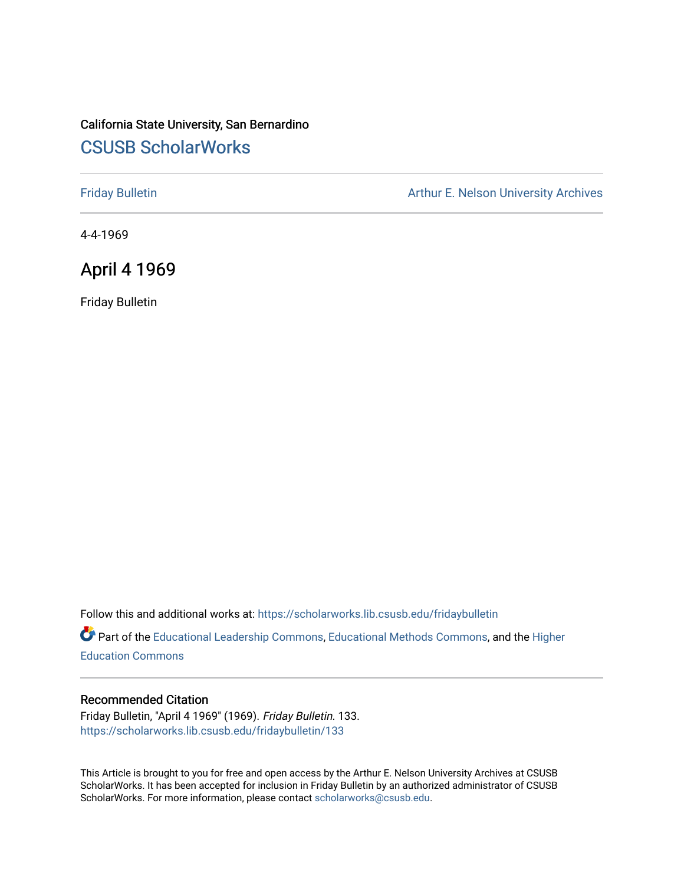California State University, San Bernardino

# CSUSB ScholarWorks

Friday Bulletin

Arthur E. Nelson University Archives

4-4-1969

## April 4 1969

Friday Bulletin

Follow this and additional works at: https://scholarworks.lib.csusb.edu/fridaybulletin

Part of the Educational Leadership Commons, Educational Methods Commons, and the Higher Education Commons

### Recommended Citation

Friday Bulletin, "April 4 1969" (1969). *Friday Bulletin*. 133.
https://scholarworks.lib.csusb.edu/fridaybulletin/133

This Article is brought to you for free and open access by the Arthur E. Nelson University Archives at CSUSB ScholarWorks. It has been accepted for inclusion in Friday Bulletin by an authorized administrator of CSUSB ScholarWorks. For more information, please contact scholarworks@csusb.edu.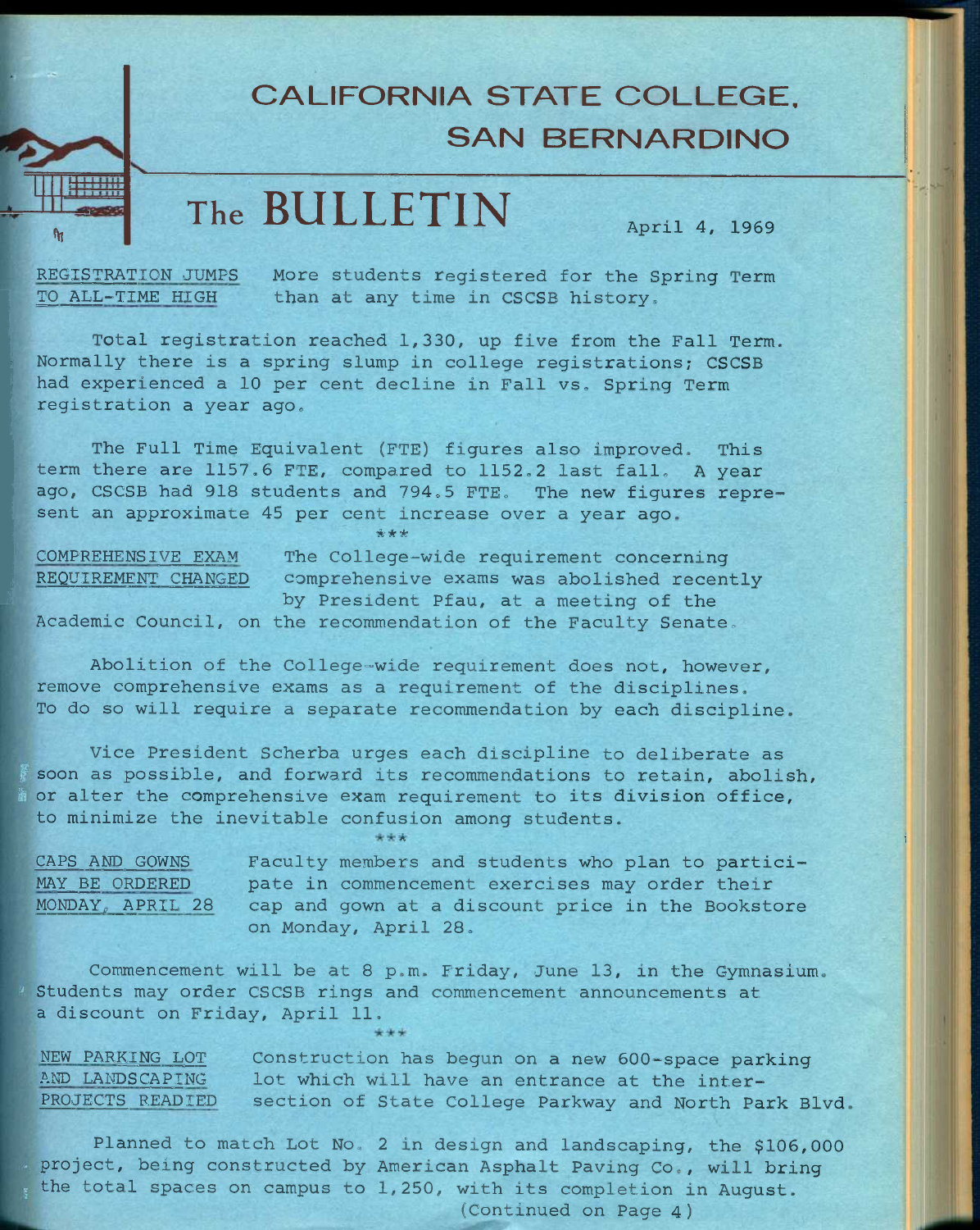# CALIFORNIA STATE COLLEGE, SAN BERNARDINO

# The BULLETIN

April 4, 1969

**REGISTRATION JUMPS TO ALL-TIME HIGH** More students registered for the Spring Term than at any time in CSCSB history.

Total registration reached 1,330, up five from the Fall Term. Normally there is a spring slump in college registrations; CSCSB had experienced a 10 per cent decline in Fall vs. Spring Term registration a year ago.

The Full Time Equivalent (FTE) figures also improved. This term there are 1157.6 FTE, compared to 1152.2 last fall. A year ago, CSCSB had 918 students and 794.5 FTE. The new figures represent an approximate 45 per cent increase over a year ago.

\*\*\*

**COMPREHENSIVE EXAM REQUIREMENT CHANGED** The College-wide requirement concerning comprehensive exams was abolished recently by President Pfau, at a meeting of the Academic Council, on the recommendation of the Faculty Senate.

Abolition of the College-wide requirement does not, however, remove comprehensive exams as a requirement of the disciplines. To do so will require a separate recommendation by each discipline.

Vice President Scherba urges each discipline to deliberate as soon as possible, and forward its recommendations to retain, abolish, or alter the comprehensive exam requirement to its division office, to minimize the inevitable confusion among students.

\*\*\*

**CAPS AND GOWNS MAY BE ORDERED MONDAY, APRIL 28** Faculty members and students who plan to participate in commencement exercises may order their cap and gown at a discount price in the Bookstore on Monday, April 28.

Commencement will be at 8 p.m. Friday, June 13, in the Gymnasium. Students may order CSCSB rings and commencement announcements at a discount on Friday, April 11.

\*\*\*

**NEW PARKING LOT AND LANDSCAPING PROJECTS READIED** Construction has begun on a new 600-space parking lot which will have an entrance at the intersection of State College Parkway and North Park Blvd.

Planned to match Lot No. 2 in design and landscaping, the $106,000 project, being constructed by American Asphalt Paving Co., will bring the total spaces on campus to 1,250, with its completion in August.

(Continued on Page 4)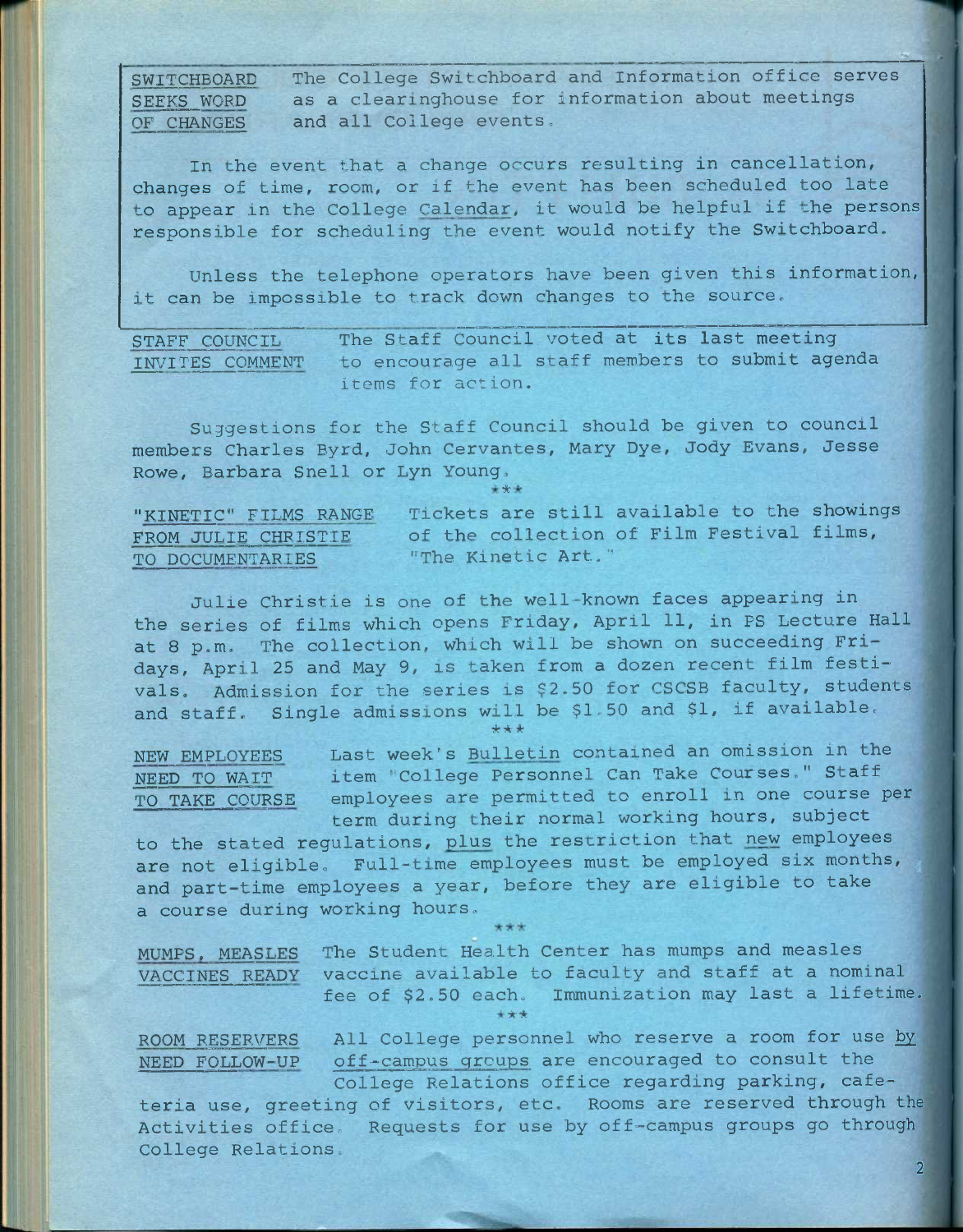**SWITCHBOARD SEEKS WORD OF CHANGES**

The College Switchboard and Information office serves as a clearinghouse for information about meetings and all College events.

In the event that a change occurs resulting in cancellation, changes of time, room, or if the event has been scheduled too late to appear in the College *Calendar*, it would be helpful if the persons responsible for scheduling the event would notify the Switchboard.

Unless the telephone operators have been given this information, it can be impossible to track down changes to the source.

**STAFF COUNCIL INVITES COMMENT**

The Staff Council voted at its last meeting to encourage all staff members to submit agenda items for action.

Suggestions for the Staff Council should be given to council members Charles Byrd, John Cervantes, Mary Dye, Jody Evans, Jesse Rowe, Barbara Snell or Lyn Young.

\*\*\*

**"KINETIC" FILMS RANGE FROM JULIE CHRISTIE TO DOCUMENTARIES**

Tickets are still available to the showings of the collection of Film Festival films, "The Kinetic Art."

Julie Christie is one of the well-known faces appearing in the series of films which opens Friday, April 11, in PS Lecture Hall at 8 p.m. The collection, which will be shown on succeeding Fridays, April 25 and May 9, is taken from a dozen recent film festivals. Admission for the series is $2.50 for CSCSB faculty, students and staff. Single admissions will be $1.50 and $1, if available.

\*\*\*

**NEW EMPLOYEES NEED TO WAIT TO TAKE COURSE**

Last week's *Bulletin* contained an omission in the item "College Personnel Can Take Courses." Staff employees are permitted to enroll in one course per term during their normal working hours, subject to the stated regulations, *plus* the restriction that *new* employees are not eligible. Full-time employees must be employed six months, and part-time employees a year, before they are eligible to take a course during working hours.

\*\*\*

**MUMPS, MEASLES VACCINES READY**

The Student Health Center has mumps and measles vaccine available to faculty and staff at a nominal fee of $2.50 each. Immunization may last a lifetime.

\*\*\*

**ROOM RESERVERS NEED FOLLOW-UP**

All College personnel who reserve a room for use *by off-campus groups* are encouraged to consult the College Relations office regarding parking, cafeteria use, greeting of visitors, etc. Rooms are reserved through the Activities office. Requests for use by off-campus groups go through College Relations.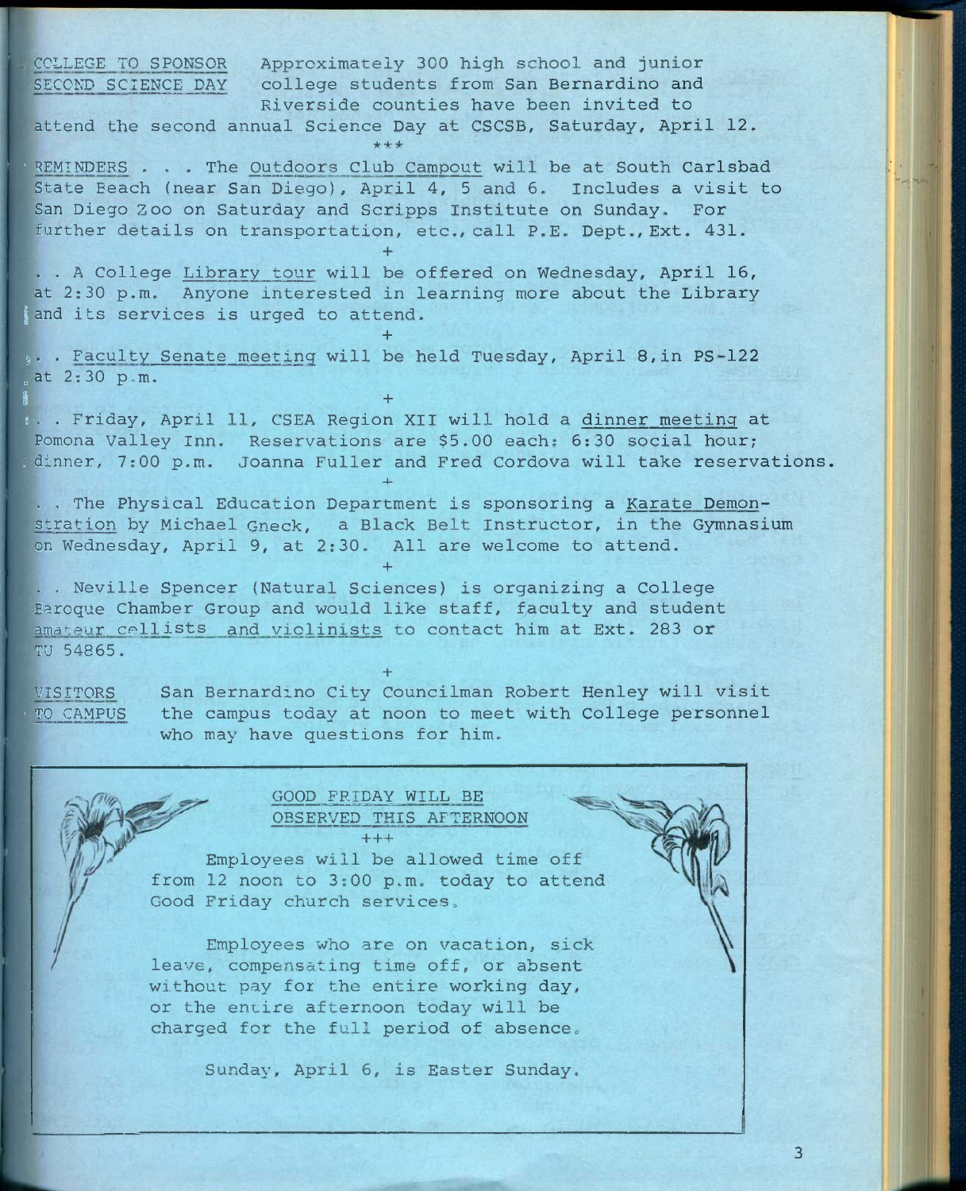<u>COLLEGE TO SPONSOR SECOND SCIENCE DAY</u> Approximately 300 high school and junior college students from San Bernardino and Riverside counties have been invited to attend the second annual Science Day at CSCSB, Saturday, April 12.

***

<u>REMINDERS</u> . . . The <u>Outdoors Club Campout</u> will be at South Carlsbad State Beach (near San Diego), April 4, 5 and 6. Includes a visit to San Diego Zoo on Saturday and Scripps Institute on Sunday. For further details on transportation, etc., call P.E. Dept., Ext. 431.

+

. . A College <u>Library tour</u> will be offered on Wednesday, April 16, at 2:30 p.m. Anyone interested in learning more about the Library and its services is urged to attend.

+

. . <u>Faculty Senate meeting</u> will be held Tuesday, April 8, in PS-122 at 2:30 p.m.

+

. . Friday, April 11, CSEA Region XII will hold a <u>dinner meeting</u> at Pomona Valley Inn. Reservations are $5.00 each; 6:30 social hour; dinner, 7:00 p.m. Joanna Fuller and Fred Cordova will take reservations.

+

. . The Physical Education Department is sponsoring a <u>Karate Demonstration</u> by Michael Gneck, a Black Belt Instructor, in the Gymnasium on Wednesday, April 9, at 2:30. All are welcome to attend.

+

. . Neville Spencer (Natural Sciences) is organizing a College Baroque Chamber Group and would like staff, faculty and student <u>amateur cellists and violinists</u> to contact him at Ext. 283 or TU 54865.

+

<u>VISITORS TO CAMPUS</u> San Bernardino City Councilman Robert Henley will visit the campus today at noon to meet with College personnel who may have questions for him.

<u>GOOD FRIDAY WILL BE OBSERVED THIS AFTERNOON</u>

+++

Employees will be allowed time off from 12 noon to 3:00 p.m. today to attend Good Friday church services.

Employees who are on vacation, sick leave, compensating time off, or absent without pay for the entire working day, or the entire afternoon today will be charged for the full period of absence.

Sunday, April 6, is Easter Sunday.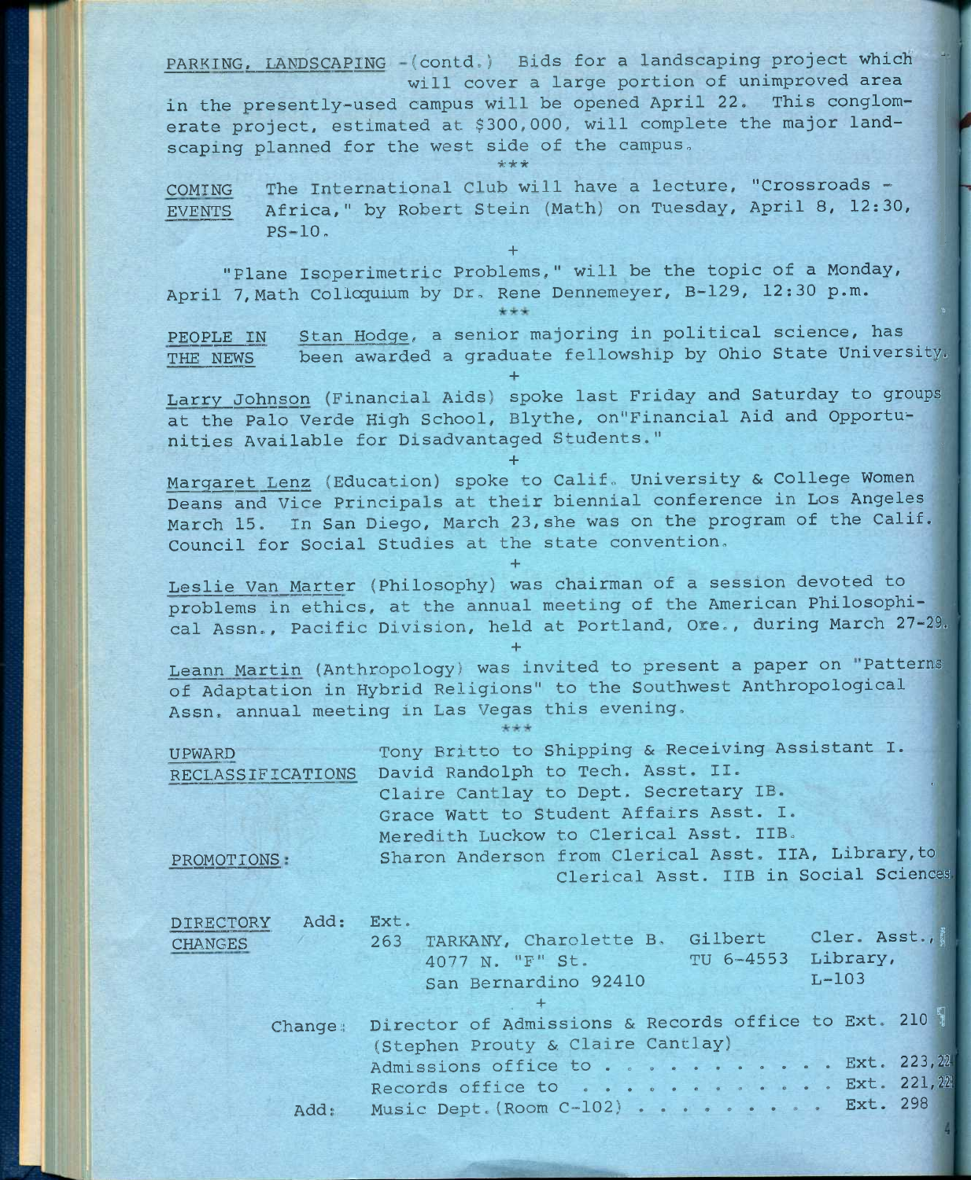**PARKING, LANDSCAPING** -(contd.) Bids for a landscaping project which will cover a large portion of unimproved area in the presently-used campus will be opened April 22. This conglomerate project, estimated at $300,000, will complete the major landscaping planned for the west side of the campus.

\*\*\*

**COMING EVENTS** The International Club will have a lecture, "Crossroads - Africa," by Robert Stein (Math) on Tuesday, April 8, 12:30, PS-10.

+

"Plane Isoperimetric Problems," will be the topic of a Monday, April 7, Math Colloquium by Dr. Rene Dennemeyer, B-129, 12:30 p.m.

\*\*\*

**PEOPLE IN THE NEWS** Stan Hodge, a senior majoring in political science, has been awarded a graduate fellowship by Ohio State University.

+

Larry Johnson (Financial Aids) spoke last Friday and Saturday to groups at the Palo Verde High School, Blythe, on "Financial Aid and Opportunities Available for Disadvantaged Students."

+

Margaret Lenz (Education) spoke to Calif. University & College Women Deans and Vice Principals at their biennial conference in Los Angeles March 15. In San Diego, March 23, she was on the program of the Calif. Council for Social Studies at the state convention.

+

Leslie Van Marter (Philosophy) was chairman of a session devoted to problems in ethics, at the annual meeting of the American Philosophical Assn., Pacific Division, held at Portland, Ore., during March 27-29.

+

Leann Martin (Anthropology) was invited to present a paper on "Patterns of Adaptation in Hybrid Religions" to the Southwest Anthropological Assn. annual meeting in Las Vegas this evening.

\*\*\*

**UPWARD RECLASSIFICATIONS**

Tony Britto to Shipping & Receiving Assistant I.
David Randolph to Tech. Asst. II.
Claire Cantlay to Dept. Secretary IB.
Grace Watt to Student Affairs Asst. I.
Meredith Luckow to Clerical Asst. IIB.

**PROMOTIONS:**

Sharon Anderson from Clerical Asst. IIA, Library, to Clerical Asst. IIB in Social Sciences.

**DIRECTORY CHANGES**

Add: Ext.
263 TARKANY, Charolette B. 4077 N. "F" St. San Bernardino 92410 — Gilbert TU 6-4553 — Cler. Asst., Library, L-103

+

Change: Director of Admissions & Records office to Ext. 210 (Stephen Prouty & Claire Cantlay)
Admissions office to . . . . . . . . . . Ext. 223,22
Records office to . . . . . . . . . . . Ext. 221,22

Add: Music Dept. (Room C-102) . . . . . . . . . Ext. 298